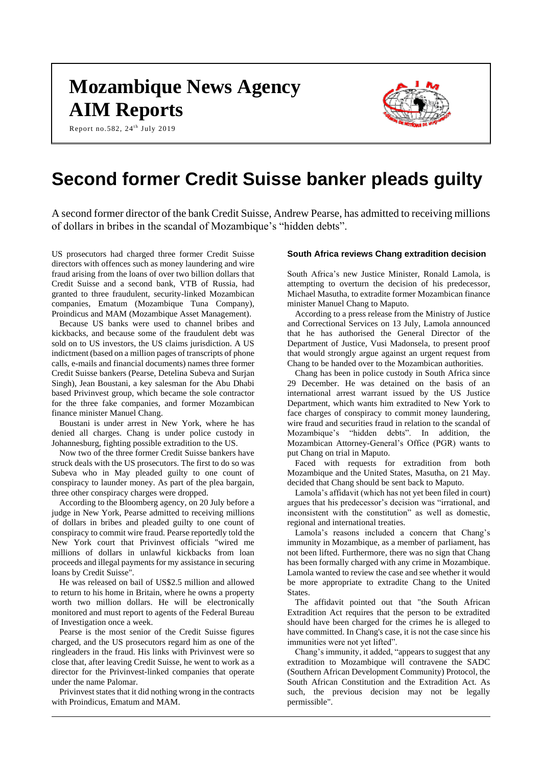# Mozambique News Agency
# AIM Reports

Report no.582, 24th July 2019

# Second former Credit Suisse banker pleads guilty

A second former director of the bank Credit Suisse, Andrew Pearse, has admitted to receiving millions of dollars in bribes in the scandal of Mozambique's "hidden debts".

US prosecutors had charged three former Credit Suisse directors with offences such as money laundering and wire fraud arising from the loans of over two billion dollars that Credit Suisse and a second bank, VTB of Russia, had granted to three fraudulent, security-linked Mozambican companies, Ematum (Mozambique Tuna Company), Proindicus and MAM (Mozambique Asset Management).

Because US banks were used to channel bribes and kickbacks, and because some of the fraudulent debt was sold on to US investors, the US claims jurisdiction. A US indictment (based on a million pages of transcripts of phone calls, e-mails and financial documents) names three former Credit Suisse bankers (Pearse, Detelina Subeva and Surjan Singh), Jean Boustani, a key salesman for the Abu Dhabi based Privinvest group, which became the sole contractor for the three fake companies, and former Mozambican finance minister Manuel Chang.

Boustani is under arrest in New York, where he has denied all charges. Chang is under police custody in Johannesburg, fighting possible extradition to the US.

Now two of the three former Credit Suisse bankers have struck deals with the US prosecutors. The first to do so was Subeva who in May pleaded guilty to one count of conspiracy to launder money. As part of the plea bargain, three other conspiracy charges were dropped.

According to the Bloomberg agency, on 20 July before a judge in New York, Pearse admitted to receiving millions of dollars in bribes and pleaded guilty to one count of conspiracy to commit wire fraud. Pearse reportedly told the New York court that Privinvest officials "wired me millions of dollars in unlawful kickbacks from loan proceeds and illegal payments for my assistance in securing loans by Credit Suisse".

He was released on bail of US$2.5 million and allowed to return to his home in Britain, where he owns a property worth two million dollars. He will be electronically monitored and must report to agents of the Federal Bureau of Investigation once a week.

Pearse is the most senior of the Credit Suisse figures charged, and the US prosecutors regard him as one of the ringleaders in the fraud. His links with Privinvest were so close that, after leaving Credit Suisse, he went to work as a director for the Privinvest-linked companies that operate under the name Palomar.

Privinvest states that it did nothing wrong in the contracts with Proindicus, Ematum and MAM.

### South Africa reviews Chang extradition decision

South Africa's new Justice Minister, Ronald Lamola, is attempting to overturn the decision of his predecessor, Michael Masutha, to extradite former Mozambican finance minister Manuel Chang to Maputo.

According to a press release from the Ministry of Justice and Correctional Services on 13 July, Lamola announced that he has authorised the General Director of the Department of Justice, Vusi Madonsela, to present proof that would strongly argue against an urgent request from Chang to be handed over to the Mozambican authorities.

Chang has been in police custody in South Africa since 29 December. He was detained on the basis of an international arrest warrant issued by the US Justice Department, which wants him extradited to New York to face charges of conspiracy to commit money laundering, wire fraud and securities fraud in relation to the scandal of Mozambique's "hidden debts". In addition, the Mozambican Attorney-General's Office (PGR) wants to put Chang on trial in Maputo.

Faced with requests for extradition from both Mozambique and the United States, Masutha, on 21 May. decided that Chang should be sent back to Maputo.

Lamola's affidavit (which has not yet been filed in court) argues that his predecessor's decision was "irrational, and inconsistent with the constitution" as well as domestic, regional and international treaties.

Lamola's reasons included a concern that Chang's immunity in Mozambique, as a member of parliament, has not been lifted. Furthermore, there was no sign that Chang has been formally charged with any crime in Mozambique. Lamola wanted to review the case and see whether it would be more appropriate to extradite Chang to the United States.

The affidavit pointed out that "the South African Extradition Act requires that the person to be extradited should have been charged for the crimes he is alleged to have committed. In Chang's case, it is not the case since his immunities were not yet lifted".

Chang's immunity, it added, "appears to suggest that any extradition to Mozambique will contravene the SADC (Southern African Development Community) Protocol, the South African Constitution and the Extradition Act. As such, the previous decision may not be legally permissible".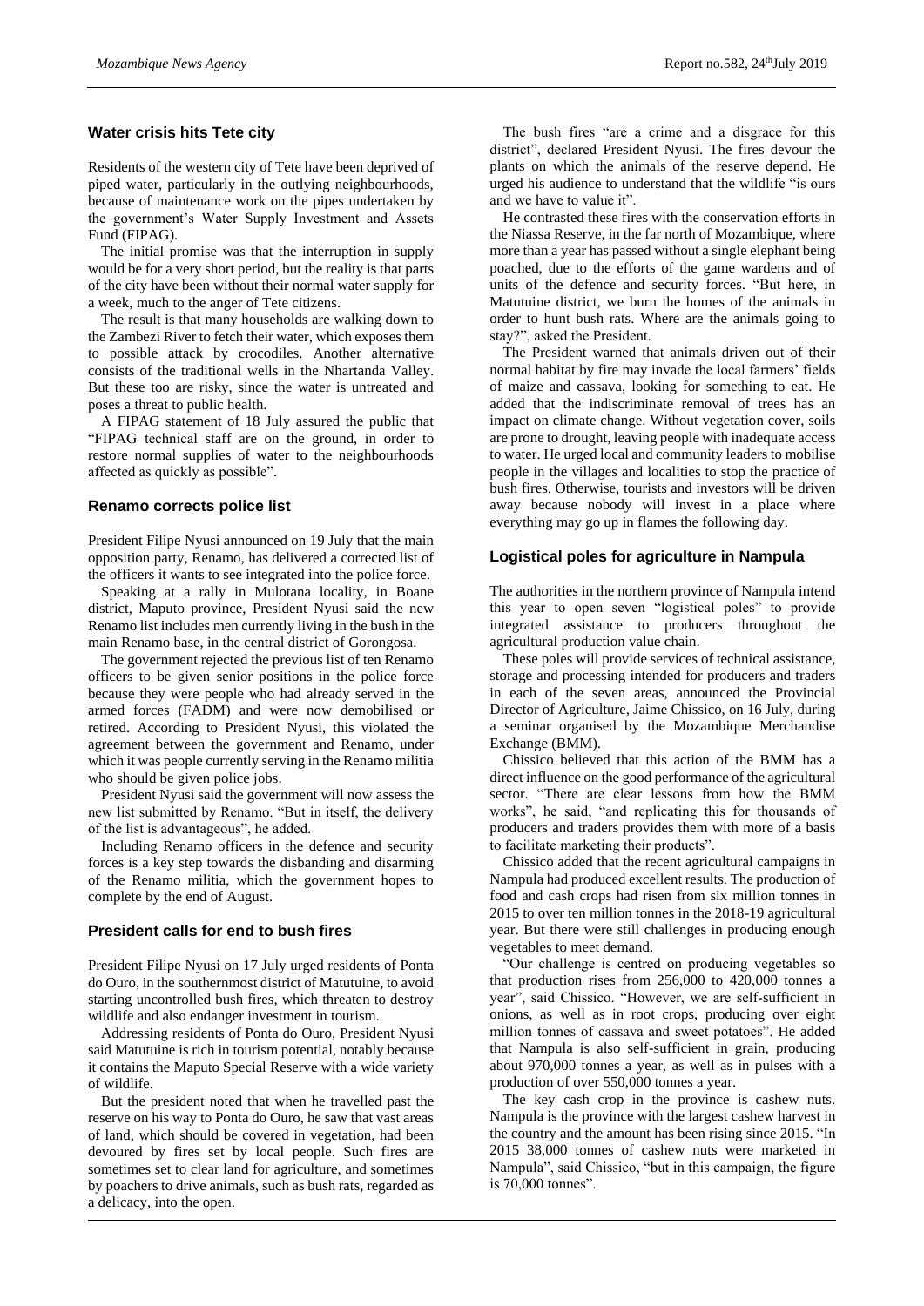## Water crisis hits Tete city

Residents of the western city of Tete have been deprived of piped water, particularly in the outlying neighbourhoods, because of maintenance work on the pipes undertaken by the government's Water Supply Investment and Assets Fund (FIPAG).

The initial promise was that the interruption in supply would be for a very short period, but the reality is that parts of the city have been without their normal water supply for a week, much to the anger of Tete citizens.

The result is that many households are walking down to the Zambezi River to fetch their water, which exposes them to possible attack by crocodiles. Another alternative consists of the traditional wells in the Nhartanda Valley. But these too are risky, since the water is untreated and poses a threat to public health.

A FIPAG statement of 18 July assured the public that "FIPAG technical staff are on the ground, in order to restore normal supplies of water to the neighbourhoods affected as quickly as possible".

## Renamo corrects police list

President Filipe Nyusi announced on 19 July that the main opposition party, Renamo, has delivered a corrected list of the officers it wants to see integrated into the police force.

Speaking at a rally in Mulotana locality, in Boane district, Maputo province, President Nyusi said the new Renamo list includes men currently living in the bush in the main Renamo base, in the central district of Gorongosa.

The government rejected the previous list of ten Renamo officers to be given senior positions in the police force because they were people who had already served in the armed forces (FADM) and were now demobilised or retired. According to President Nyusi, this violated the agreement between the government and Renamo, under which it was people currently serving in the Renamo militia who should be given police jobs.

President Nyusi said the government will now assess the new list submitted by Renamo. "But in itself, the delivery of the list is advantageous", he added.

Including Renamo officers in the defence and security forces is a key step towards the disbanding and disarming of the Renamo militia, which the government hopes to complete by the end of August.

## President calls for end to bush fires

President Filipe Nyusi on 17 July urged residents of Ponta do Ouro, in the southernmost district of Matutuine, to avoid starting uncontrolled bush fires, which threaten to destroy wildlife and also endanger investment in tourism.

Addressing residents of Ponta do Ouro, President Nyusi said Matutuine is rich in tourism potential, notably because it contains the Maputo Special Reserve with a wide variety of wildlife.

But the president noted that when he travelled past the reserve on his way to Ponta do Ouro, he saw that vast areas of land, which should be covered in vegetation, had been devoured by fires set by local people. Such fires are sometimes set to clear land for agriculture, and sometimes by poachers to drive animals, such as bush rats, regarded as a delicacy, into the open.

The bush fires "are a crime and a disgrace for this district", declared President Nyusi. The fires devour the plants on which the animals of the reserve depend. He urged his audience to understand that the wildlife "is ours and we have to value it".

He contrasted these fires with the conservation efforts in the Niassa Reserve, in the far north of Mozambique, where more than a year has passed without a single elephant being poached, due to the efforts of the game wardens and of units of the defence and security forces. "But here, in Matutuine district, we burn the homes of the animals in order to hunt bush rats. Where are the animals going to stay?", asked the President.

The President warned that animals driven out of their normal habitat by fire may invade the local farmers' fields of maize and cassava, looking for something to eat. He added that the indiscriminate removal of trees has an impact on climate change. Without vegetation cover, soils are prone to drought, leaving people with inadequate access to water. He urged local and community leaders to mobilise people in the villages and localities to stop the practice of bush fires. Otherwise, tourists and investors will be driven away because nobody will invest in a place where everything may go up in flames the following day.

## Logistical poles for agriculture in Nampula

The authorities in the northern province of Nampula intend this year to open seven "logistical poles" to provide integrated assistance to producers throughout the agricultural production value chain.

These poles will provide services of technical assistance, storage and processing intended for producers and traders in each of the seven areas, announced the Provincial Director of Agriculture, Jaime Chissico, on 16 July, during a seminar organised by the Mozambique Merchandise Exchange (BMM).

Chissico believed that this action of the BMM has a direct influence on the good performance of the agricultural sector. "There are clear lessons from how the BMM works", he said, "and replicating this for thousands of producers and traders provides them with more of a basis to facilitate marketing their products".

Chissico added that the recent agricultural campaigns in Nampula had produced excellent results. The production of food and cash crops had risen from six million tonnes in 2015 to over ten million tonnes in the 2018-19 agricultural year. But there were still challenges in producing enough vegetables to meet demand.

"Our challenge is centred on producing vegetables so that production rises from 256,000 to 420,000 tonnes a year", said Chissico. "However, we are self-sufficient in onions, as well as in root crops, producing over eight million tonnes of cassava and sweet potatoes". He added that Nampula is also self-sufficient in grain, producing about 970,000 tonnes a year, as well as in pulses with a production of over 550,000 tonnes a year.

The key cash crop in the province is cashew nuts. Nampula is the province with the largest cashew harvest in the country and the amount has been rising since 2015. "In 2015 38,000 tonnes of cashew nuts were marketed in Nampula", said Chissico, "but in this campaign, the figure is 70,000 tonnes".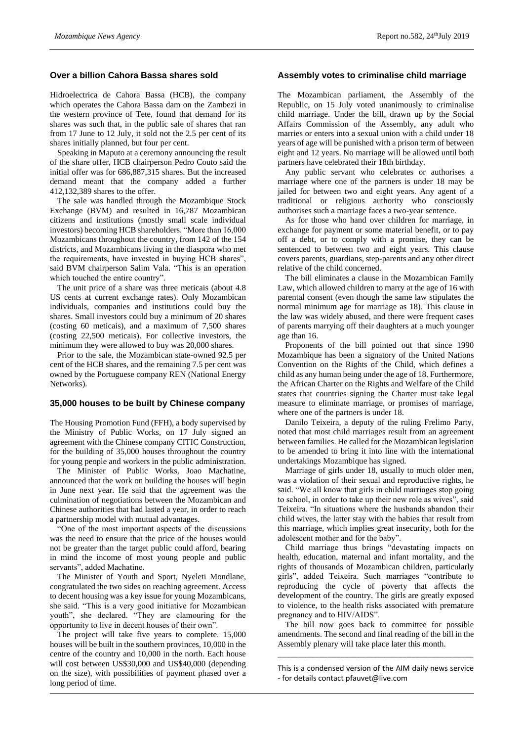## Over a billion Cahora Bassa shares sold

Hidroelectrica de Cahora Bassa (HCB), the company which operates the Cahora Bassa dam on the Zambezi in the western province of Tete, found that demand for its shares was such that, in the public sale of shares that ran from 17 June to 12 July, it sold not the 2.5 per cent of its shares initially planned, but four per cent.

Speaking in Maputo at a ceremony announcing the result of the share offer, HCB chairperson Pedro Couto said the initial offer was for 686,887,315 shares. But the increased demand meant that the company added a further 412,132,389 shares to the offer.

The sale was handled through the Mozambique Stock Exchange (BVM) and resulted in 16,787 Mozambican citizens and institutions (mostly small scale individual investors) becoming HCB shareholders. "More than 16,000 Mozambicans throughout the country, from 142 of the 154 districts, and Mozambicans living in the diaspora who met the requirements, have invested in buying HCB shares", said BVM chairperson Salim Vala. "This is an operation which touched the entire country".

The unit price of a share was three meticais (about 4.8 US cents at current exchange rates). Only Mozambican individuals, companies and institutions could buy the shares. Small investors could buy a minimum of 20 shares (costing 60 meticais), and a maximum of 7,500 shares (costing 22,500 meticais). For collective investors, the minimum they were allowed to buy was 20,000 shares.

Prior to the sale, the Mozambican state-owned 92.5 per cent of the HCB shares, and the remaining 7.5 per cent was owned by the Portuguese company REN (National Energy Networks).

## 35,000 houses to be built by Chinese company

The Housing Promotion Fund (FFH), a body supervised by the Ministry of Public Works, on 17 July signed an agreement with the Chinese company CITIC Construction, for the building of 35,000 houses throughout the country for young people and workers in the public administration.

The Minister of Public Works, Joao Machatine, announced that the work on building the houses will begin in June next year. He said that the agreement was the culmination of negotiations between the Mozambican and Chinese authorities that had lasted a year, in order to reach a partnership model with mutual advantages.

"One of the most important aspects of the discussions was the need to ensure that the price of the houses would not be greater than the target public could afford, bearing in mind the income of most young people and public servants", added Machatine.

The Minister of Youth and Sport, Nyeleti Mondlane, congratulated the two sides on reaching agreement. Access to decent housing was a key issue for young Mozambicans, she said. "This is a very good initiative for Mozambican youth", she declared. "They are clamouring for the opportunity to live in decent houses of their own".

The project will take five years to complete. 15,000 houses will be built in the southern provinces, 10,000 in the centre of the country and 10,000 in the north. Each house will cost between US$30,000 and US$40,000 (depending on the size), with possibilities of payment phased over a long period of time.

## Assembly votes to criminalise child marriage

The Mozambican parliament, the Assembly of the Republic, on 15 July voted unanimously to criminalise child marriage. Under the bill, drawn up by the Social Affairs Commission of the Assembly, any adult who marries or enters into a sexual union with a child under 18 years of age will be punished with a prison term of between eight and 12 years. No marriage will be allowed until both partners have celebrated their 18th birthday.

Any public servant who celebrates or authorises a marriage where one of the partners is under 18 may be jailed for between two and eight years. Any agent of a traditional or religious authority who consciously authorises such a marriage faces a two-year sentence.

As for those who hand over children for marriage, in exchange for payment or some material benefit, or to pay off a debt, or to comply with a promise, they can be sentenced to between two and eight years. This clause covers parents, guardians, step-parents and any other direct relative of the child concerned.

The bill eliminates a clause in the Mozambican Family Law, which allowed children to marry at the age of 16 with parental consent (even though the same law stipulates the normal minimum age for marriage as 18). This clause in the law was widely abused, and there were frequent cases of parents marrying off their daughters at a much younger age than 16.

Proponents of the bill pointed out that since 1990 Mozambique has been a signatory of the United Nations Convention on the Rights of the Child, which defines a child as any human being under the age of 18. Furthermore, the African Charter on the Rights and Welfare of the Child states that countries signing the Charter must take legal measure to eliminate marriage, or promises of marriage, where one of the partners is under 18.

Danilo Teixeira, a deputy of the ruling Frelimo Party, noted that most child marriages result from an agreement between families. He called for the Mozambican legislation to be amended to bring it into line with the international undertakings Mozambique has signed.

Marriage of girls under 18, usually to much older men, was a violation of their sexual and reproductive rights, he said. "We all know that girls in child marriages stop going to school, in order to take up their new role as wives", said Teixeira. "In situations where the husbands abandon their child wives, the latter stay with the babies that result from this marriage, which implies great insecurity, both for the adolescent mother and for the baby".

Child marriage thus brings "devastating impacts on health, education, maternal and infant mortality, and the rights of thousands of Mozambican children, particularly girls", added Teixeira. Such marriages "contribute to reproducing the cycle of poverty that affects the development of the country. The girls are greatly exposed to violence, to the health risks associated with premature pregnancy and to HIV/AIDS".

The bill now goes back to committee for possible amendments. The second and final reading of the bill in the Assembly plenary will take place later this month.

---

This is a condensed version of the AIM daily news service - for details contact pfauvet@live.com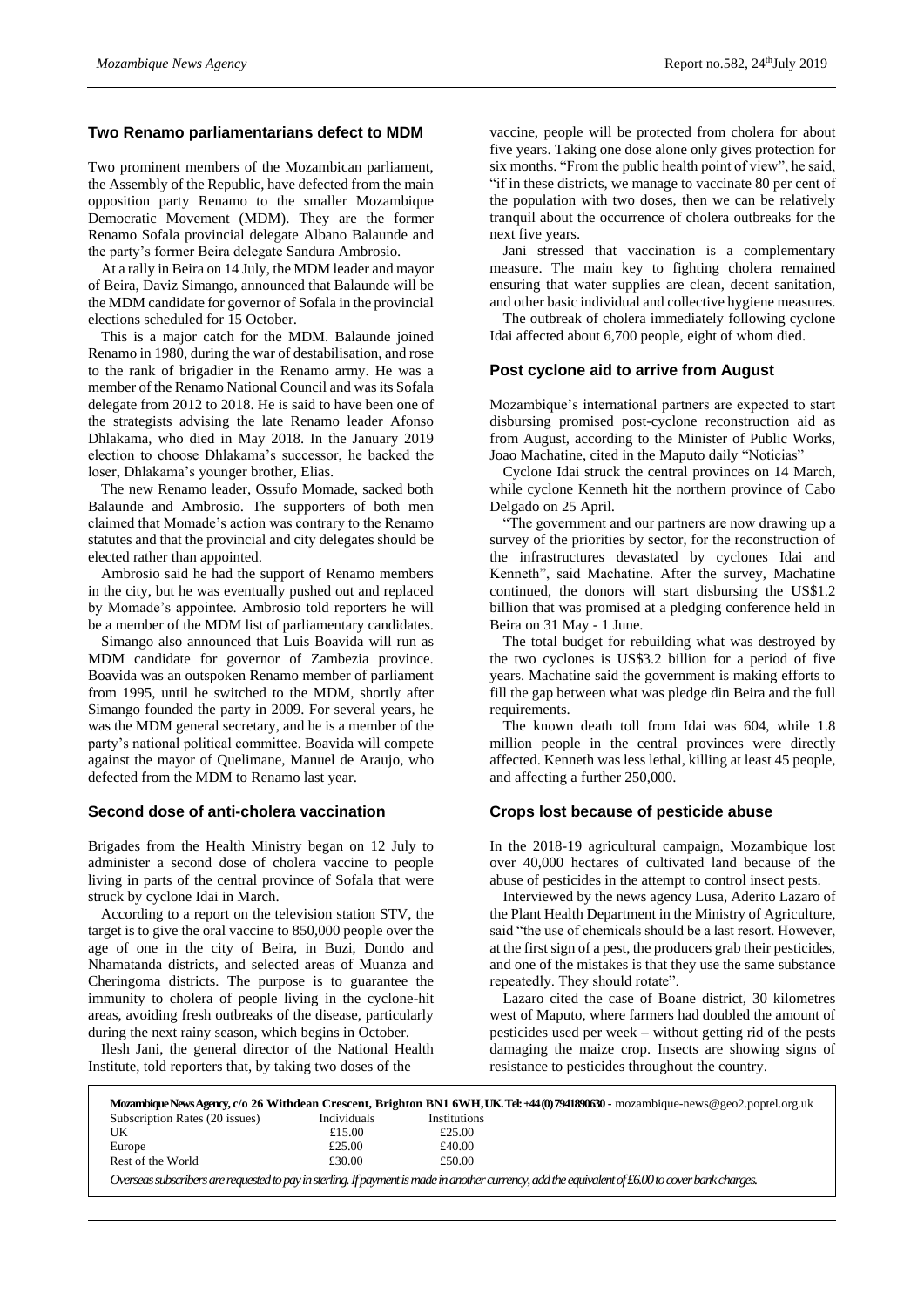## Two Renamo parliamentarians defect to MDM

Two prominent members of the Mozambican parliament, the Assembly of the Republic, have defected from the main opposition party Renamo to the smaller Mozambique Democratic Movement (MDM). They are the former Renamo Sofala provincial delegate Albano Balaunde and the party's former Beira delegate Sandura Ambrosio.

At a rally in Beira on 14 July, the MDM leader and mayor of Beira, Daviz Simango, announced that Balaunde will be the MDM candidate for governor of Sofala in the provincial elections scheduled for 15 October.

This is a major catch for the MDM. Balaunde joined Renamo in 1980, during the war of destabilisation, and rose to the rank of brigadier in the Renamo army. He was a member of the Renamo National Council and was its Sofala delegate from 2012 to 2018. He is said to have been one of the strategists advising the late Renamo leader Afonso Dhlakama, who died in May 2018. In the January 2019 election to choose Dhlakama's successor, he backed the loser, Dhlakama's younger brother, Elias.

The new Renamo leader, Ossufo Momade, sacked both Balaunde and Ambrosio. The supporters of both men claimed that Momade's action was contrary to the Renamo statutes and that the provincial and city delegates should be elected rather than appointed.

Ambrosio said he had the support of Renamo members in the city, but he was eventually pushed out and replaced by Momade's appointee. Ambrosio told reporters he will be a member of the MDM list of parliamentary candidates.

Simango also announced that Luis Boavida will run as MDM candidate for governor of Zambezia province. Boavida was an outspoken Renamo member of parliament from 1995, until he switched to the MDM, shortly after Simango founded the party in 2009. For several years, he was the MDM general secretary, and he is a member of the party's national political committee. Boavida will compete against the mayor of Quelimane, Manuel de Araujo, who defected from the MDM to Renamo last year.

## Second dose of anti-cholera vaccination

Brigades from the Health Ministry began on 12 July to administer a second dose of cholera vaccine to people living in parts of the central province of Sofala that were struck by cyclone Idai in March.

According to a report on the television station STV, the target is to give the oral vaccine to 850,000 people over the age of one in the city of Beira, in Buzi, Dondo and Nhamatanda districts, and selected areas of Muanza and Cheringoma districts. The purpose is to guarantee the immunity to cholera of people living in the cyclone-hit areas, avoiding fresh outbreaks of the disease, particularly during the next rainy season, which begins in October.

Ilesh Jani, the general director of the National Health Institute, told reporters that, by taking two doses of the vaccine, people will be protected from cholera for about five years. Taking one dose alone only gives protection for six months. "From the public health point of view", he said, "if in these districts, we manage to vaccinate 80 per cent of the population with two doses, then we can be relatively tranquil about the occurrence of cholera outbreaks for the next five years.

Jani stressed that vaccination is a complementary measure. The main key to fighting cholera remained ensuring that water supplies are clean, decent sanitation, and other basic individual and collective hygiene measures.

The outbreak of cholera immediately following cyclone Idai affected about 6,700 people, eight of whom died.

## Post cyclone aid to arrive from August

Mozambique's international partners are expected to start disbursing promised post-cyclone reconstruction aid as from August, according to the Minister of Public Works, Joao Machatine, cited in the Maputo daily "Noticias"

Cyclone Idai struck the central provinces on 14 March, while cyclone Kenneth hit the northern province of Cabo Delgado on 25 April.

"The government and our partners are now drawing up a survey of the priorities by sector, for the reconstruction of the infrastructures devastated by cyclones Idai and Kenneth", said Machatine. After the survey, Machatine continued, the donors will start disbursing the US$1.2 billion that was promised at a pledging conference held in Beira on 31 May - 1 June.

The total budget for rebuilding what was destroyed by the two cyclones is US$3.2 billion for a period of five years. Machatine said the government is making efforts to fill the gap between what was pledge din Beira and the full requirements.

The known death toll from Idai was 604, while 1.8 million people in the central provinces were directly affected. Kenneth was less lethal, killing at least 45 people, and affecting a further 250,000.

## Crops lost because of pesticide abuse

In the 2018-19 agricultural campaign, Mozambique lost over 40,000 hectares of cultivated land because of the abuse of pesticides in the attempt to control insect pests.

Interviewed by the news agency Lusa, Aderito Lazaro of the Plant Health Department in the Ministry of Agriculture, said "the use of chemicals should be a last resort. However, at the first sign of a pest, the producers grab their pesticides, and one of the mistakes is that they use the same substance repeatedly. They should rotate".

Lazaro cited the case of Boane district, 30 kilometres west of Maputo, where farmers had doubled the amount of pesticides used per week – without getting rid of the pests damaging the maize crop. Insects are showing signs of resistance to pesticides throughout the country.

**Mozambique News Agency, c/o 26 Withdean Crescent, Brighton BN1 6WH, UK. Tel: +44 (0) 7941890630** - mozambique-news@geo2.poptel.org.uk

| Subscription Rates (20 issues) | Individuals | Institutions |
|---|---|---|
| UK | £15.00 | £25.00 |
| Europe | £25.00 | £40.00 |
| Rest of the World | £30.00 | £50.00 |

*Overseas subscribers are requested to pay in sterling. If payment is made in another currency, add the equivalent of £6.00 to cover bank charges.*